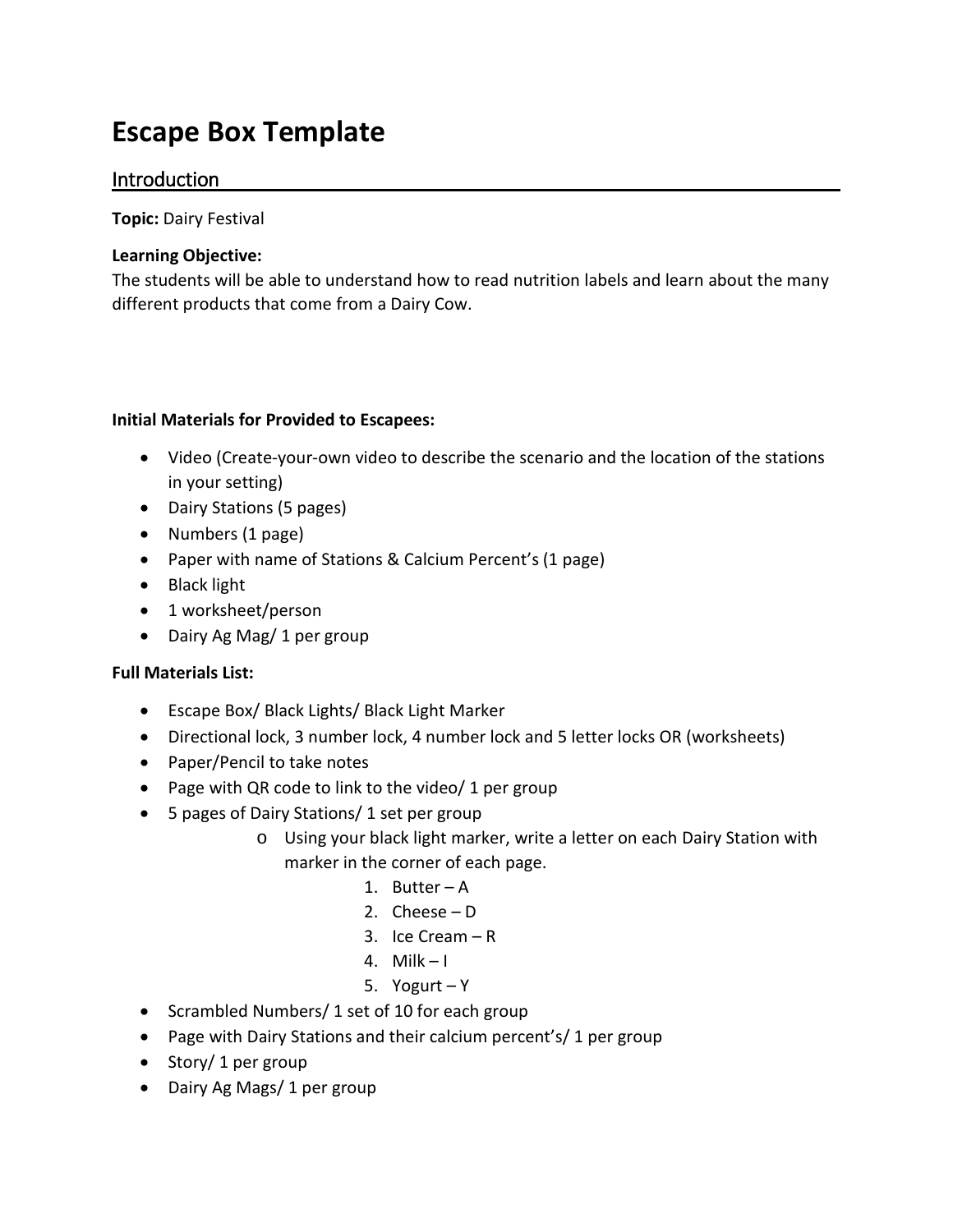# Escape Box Template

## Introduction

**Topic:** Dairy Festival

**Learning Objective:**
The students will be able to understand how to read nutrition labels and learn about the many different products that come from a Dairy Cow.

**Initial Materials for Provided to Escapees:**

- Video (Create-your-own video to describe the scenario and the location of the stations in your setting)
- Dairy Stations (5 pages)
- Numbers (1 page)
- Paper with name of Stations & Calcium Percent's (1 page)
- Black light
- 1 worksheet/person
- Dairy Ag Mag/ 1 per group

**Full Materials List:**

- Escape Box/ Black Lights/ Black Light Marker
- Directional lock, 3 number lock, 4 number lock and 5 letter locks OR (worksheets)
- Paper/Pencil to take notes
- Page with QR code to link to the video/ 1 per group
- 5 pages of Dairy Stations/ 1 set per group
  - Using your black light marker, write a letter on each Dairy Station with marker in the corner of each page.
    1. Butter – A
    2. Cheese – D
    3. Ice Cream – R
    4. Milk – I
    5. Yogurt – Y
- Scrambled Numbers/ 1 set of 10 for each group
- Page with Dairy Stations and their calcium percent's/ 1 per group
- Story/ 1 per group
- Dairy Ag Mags/ 1 per group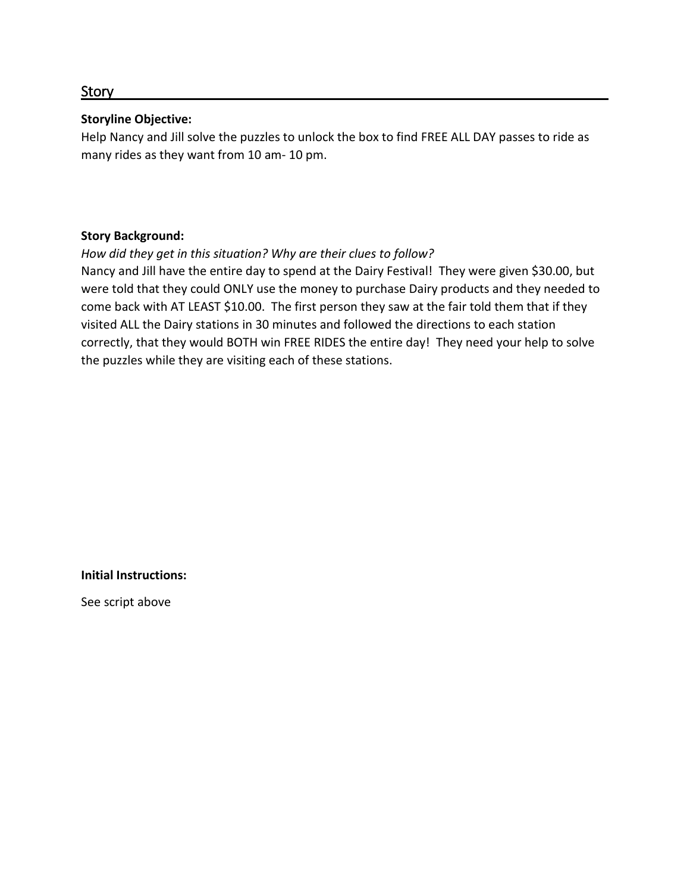## Story

**Storyline Objective:**

Help Nancy and Jill solve the puzzles to unlock the box to find FREE ALL DAY passes to ride as many rides as they want from 10 am- 10 pm.

**Story Background:**

*How did they get in this situation? Why are their clues to follow?*

Nancy and Jill have the entire day to spend at the Dairy Festival! They were given $30.00, but were told that they could ONLY use the money to purchase Dairy products and they needed to come back with AT LEAST $10.00. The first person they saw at the fair told them that if they visited ALL the Dairy stations in 30 minutes and followed the directions to each station correctly, that they would BOTH win FREE RIDES the entire day! They need your help to solve the puzzles while they are visiting each of these stations.

**Initial Instructions:**

See script above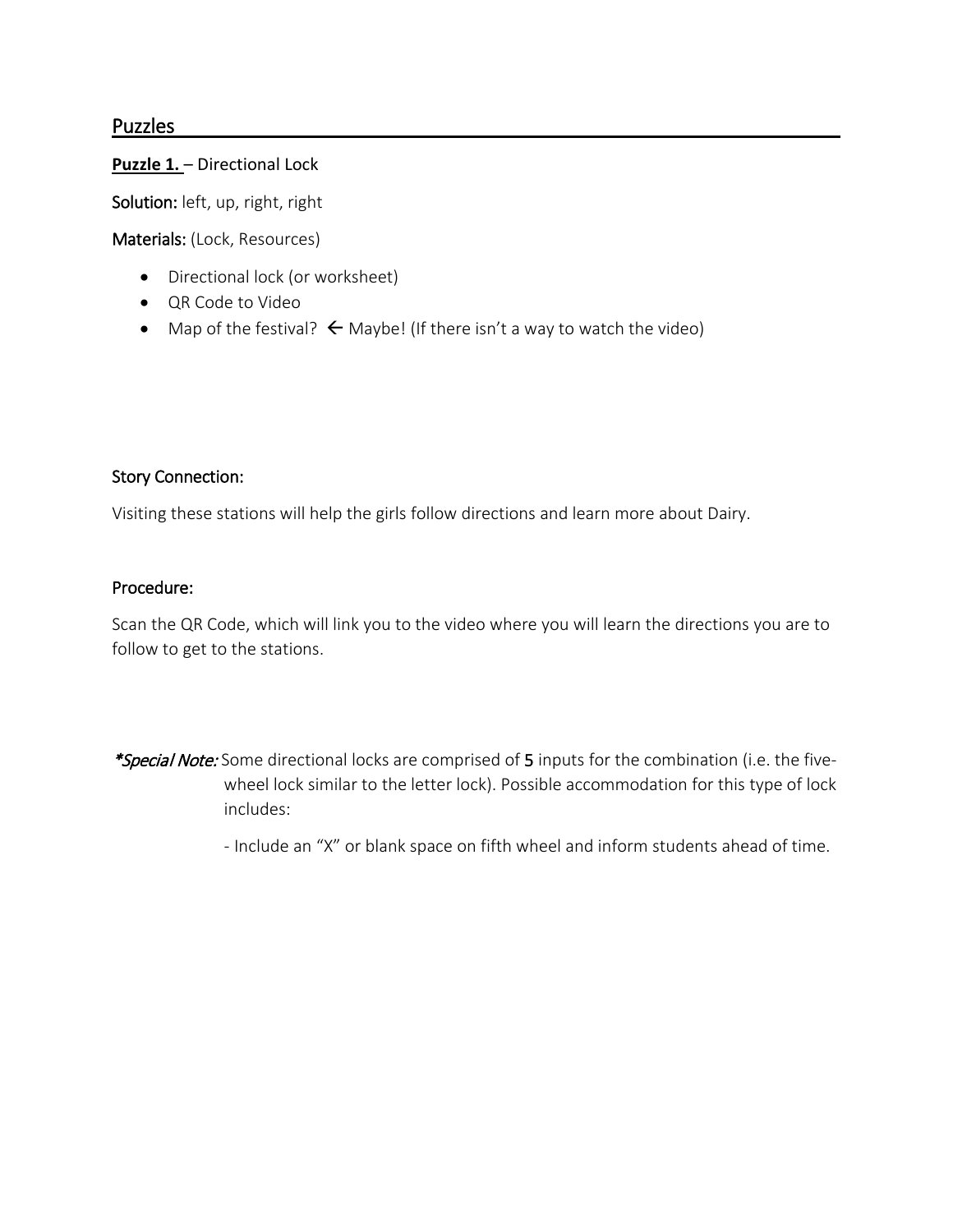## Puzzles

**Puzzle 1.** – Directional Lock

Solution: left, up, right, right

Materials: (Lock, Resources)

- Directional lock (or worksheet)
- QR Code to Video
- Map of the festival? ← Maybe! (If there isn't a way to watch the video)

### Story Connection:

Visiting these stations will help the girls follow directions and learn more about Dairy.

### Procedure:

Scan the QR Code, which will link you to the video where you will learn the directions you are to follow to get to the stations.

***Special Note:*** Some directional locks are comprised of **5** inputs for the combination (i.e. the five-wheel lock similar to the letter lock). Possible accommodation for this type of lock includes:

- Include an "X" or blank space on fifth wheel and inform students ahead of time.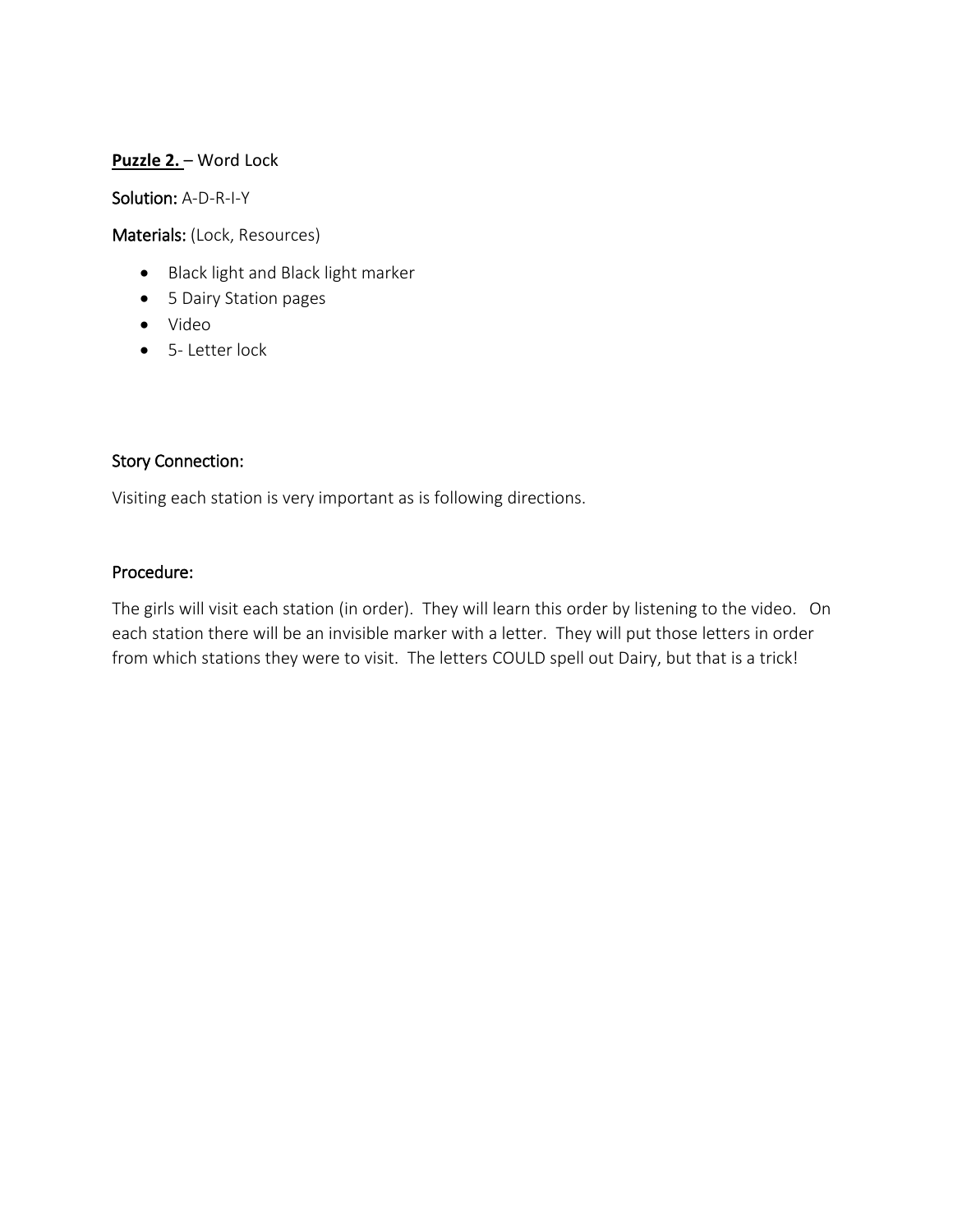**<u>Puzzle 2.</u>** – Word Lock

Solution: A-D-R-I-Y

Materials: (Lock, Resources)

- Black light and Black light marker
- 5 Dairy Station pages
- Video
- 5- Letter lock

Story Connection:

Visiting each station is very important as is following directions.

Procedure:

The girls will visit each station (in order). They will learn this order by listening to the video. On each station there will be an invisible marker with a letter. They will put those letters in order from which stations they were to visit. The letters COULD spell out Dairy, but that is a trick!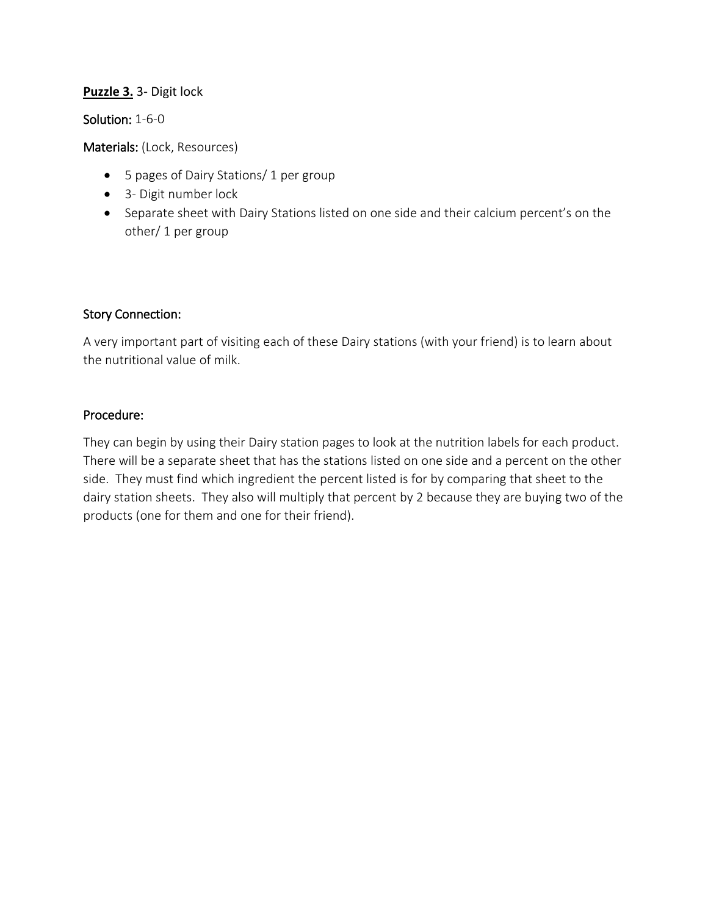**<u>Puzzle 3.</u>** 3- Digit lock

**Solution:** 1-6-0

**Materials:** (Lock, Resources)

- 5 pages of Dairy Stations/ 1 per group
- 3- Digit number lock
- Separate sheet with Dairy Stations listed on one side and their calcium percent's on the other/ 1 per group

**Story Connection:**

A very important part of visiting each of these Dairy stations (with your friend) is to learn about the nutritional value of milk.

**Procedure:**

They can begin by using their Dairy station pages to look at the nutrition labels for each product. There will be a separate sheet that has the stations listed on one side and a percent on the other side. They must find which ingredient the percent listed is for by comparing that sheet to the dairy station sheets. They also will multiply that percent by 2 because they are buying two of the products (one for them and one for their friend).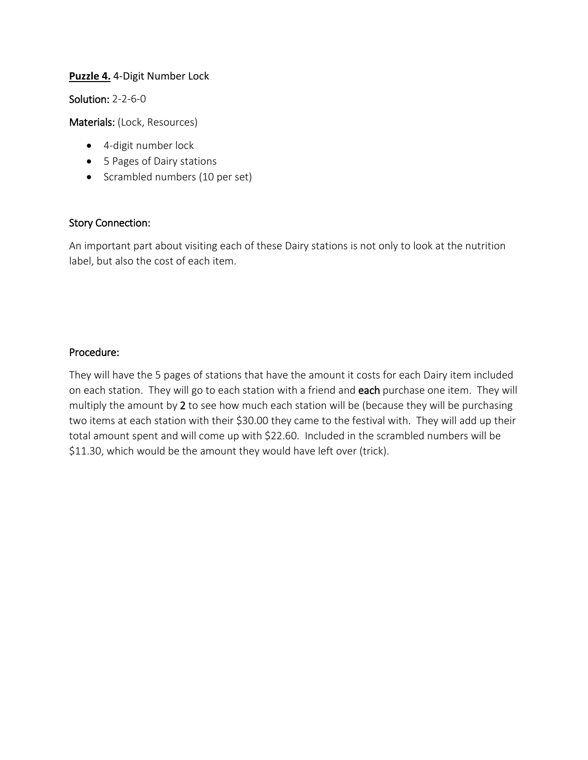**<u>Puzzle 4.</u>** 4-Digit Number Lock

Solution: 2-2-6-0

Materials: (Lock, Resources)

- 4-digit number lock
- 5 Pages of Dairy stations
- Scrambled numbers (10 per set)

Story Connection:

An important part about visiting each of these Dairy stations is not only to look at the nutrition label, but also the cost of each item.

Procedure:

They will have the 5 pages of stations that have the amount it costs for each Dairy item included on each station. They will go to each station with a friend and **each** purchase one item. They will multiply the amount by **2** to see how much each station will be (because they will be purchasing two items at each station with their $30.00 they came to the festival with. They will add up their total amount spent and will come up with $22.60. Included in the scrambled numbers will be $11.30, which would be the amount they would have left over (trick).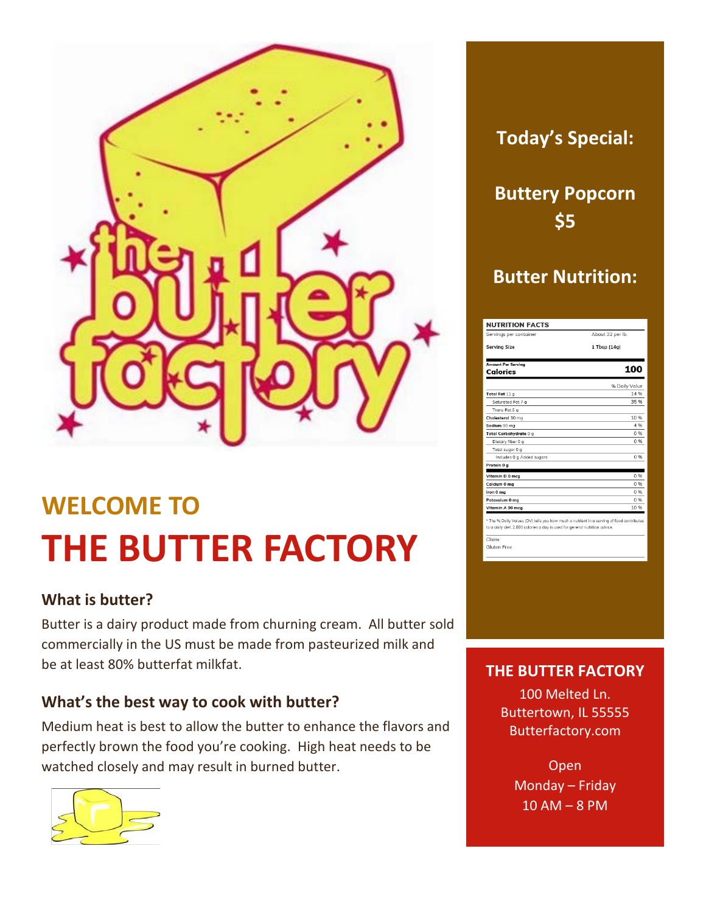# WELCOME TO

# THE BUTTER FACTORY

### What is butter?

Butter is a dairy product made from churning cream. All butter sold commercially in the US must be made from pasteurized milk and be at least 80% butterfat milkfat.

### What's the best way to cook with butter?

Medium heat is best to allow the butter to enhance the flavors and perfectly brown the food you're cooking. High heat needs to be watched closely and may result in burned butter.

## Today's Special:

**Buttery Popcorn**
**$5**

## Butter Nutrition:

| NUTRITION FACTS | |
|---|---|
| Servings per container | About 32 per lb. |
| Serving Size | 1 Tbsp (14g) |
| **Amount Per Serving** **Calories** | **100** |
| | % Daily Value |
| **Total Fat** 11 g | 14 % |
| Saturated Fat 7 g | 35 % |
| Trans Fat 0 g | |
| **Cholesterol** 30 mg | 10 % |
| **Sodium** 90 mg | 4 % |
| **Total Carbohydrate** 0 g | 0 % |
| Dietary fiber 0 g | 0 % |
| Total sugar 0 g | |
| Includes 0 g Added sugars | 0 % |
| **Protein 0 g** | |
| **Vitamin D 0 mcg** | 0 % |
| **Calcium 0 mg** | 0 % |
| **Iron 0 mg** | 0 % |
| **Potassium 0 mg** | 0 % |
| **Vitamin A 90 mcg** | 10 % |

* The % Daily Values (DV) tells you how much a nutrient in a serving of food contributes to a daily diet. 2,000 calories a day is used for general nutrition advice.

Claim:
Gluten Free

### THE BUTTER FACTORY

100 Melted Ln.
Buttertown, IL 55555
Butterfactory.com

Open
Monday – Friday
10 AM – 8 PM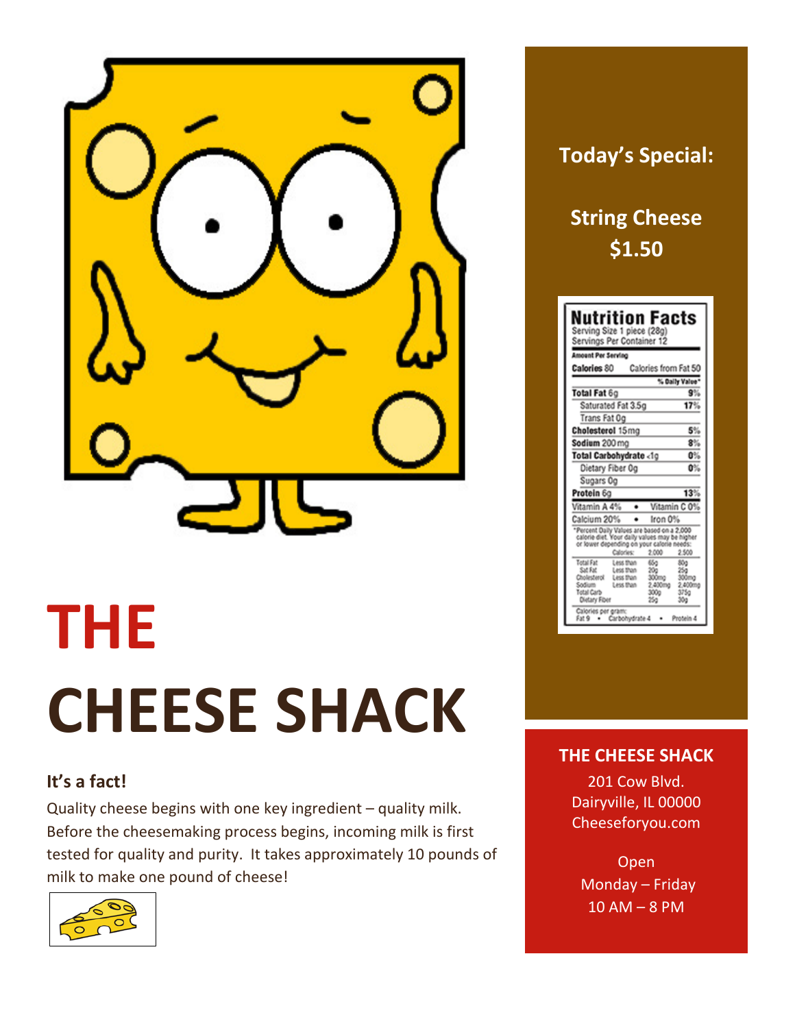# THE CHEESE SHACK

### It's a fact!

Quality cheese begins with one key ingredient – quality milk. Before the cheesemaking process begins, incoming milk is first tested for quality and purity. It takes approximately 10 pounds of milk to make one pound of cheese!

## Today's Special:

**String Cheese**
**$1.50**

**Nutrition Facts**
Serving Size 1 piece (28g)
Servings Per Container 12

| Amount Per Serving | |
|---|---|
| Calories 80 | Calories from Fat 50 |
| | % Daily Value* |
| Total Fat 6g | 9% |
| Saturated Fat 3.5g | 17% |
| Trans Fat 0g | |
| Cholesterol 15mg | 5% |
| Sodium 200mg | 8% |
| Total Carbohydrate <1g | 0% |
| Dietary Fiber 0g | 0% |
| Sugars 0g | |
| Protein 6g | 13% |
| Vitamin A 4% • Vitamin C 0% | |
| Calcium 20% • Iron 0% | |

*Percent Daily Values are based on a 2,000 calorie diet. Your daily values may be higher or lower depending on your calorie needs:

| | Calories: | 2,000 | 2,500 |
|---|---|---|---|
| Total Fat | Less than | 65g | 80g |
| Sat Fat | Less than | 20g | 25g |
| Cholesterol | Less than | 300mg | 300mg |
| Sodium | Less than | 2,400mg | 2,400mg |
| Total Carb | | 300g | 375g |
| Dietary Fiber | | 25g | 30g |

Calories per gram:
Fat 9 • Carbohydrate 4 • Protein 4

**THE CHEESE SHACK**
201 Cow Blvd.
Dairyville, IL 00000
Cheeseforyou.com

Open
Monday – Friday
10 AM – 8 PM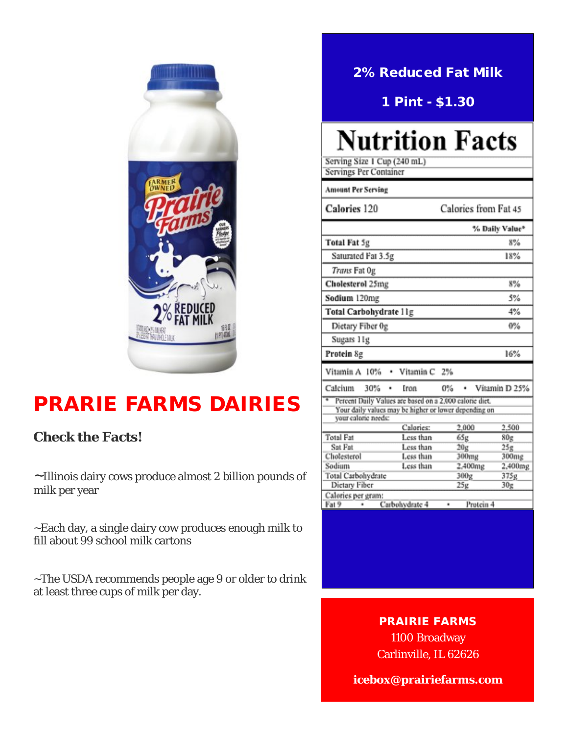## 2% Reduced Fat Milk

**1 Pint - $1.30**

# Nutrition Facts

Serving Size 1 Cup (240 mL)
Servings Per Container

**Amount Per Serving**

| **Calories** 120 | Calories from Fat 45 |
|---|---|
| | **% Daily Value*** |
| **Total Fat** 5g | 8% |
| Saturated Fat 3.5g | 18% |
| *Trans* Fat 0g | |
| **Cholesterol** 25mg | 8% |
| **Sodium** 120mg | 5% |
| **Total Carbohydrate** 11g | 4% |
| Dietary Fiber 0g | 0% |
| Sugars 11g | |
| **Protein** 8g | 16% |

Vitamin A 10% • Vitamin C 2%

Calcium 30% • Iron 0% • Vitamin D 25%

\* Percent Daily Values are based on a 2,000 calorie diet. Your daily values may be higher or lower depending on your calorie needs:

| | Calories: | 2,000 | 2,500 |
|---|---|---|---|
| Total Fat | Less than | 65g | 80g |
| Sat Fat | Less than | 20g | 25g |
| Cholesterol | Less than | 300mg | 300mg |
| Sodium | Less than | 2,400mg | 2,400mg |
| Total Carbohydrate | | 300g | 375g |
| Dietary Fiber | | 25g | 30g |

Calories per gram:
Fat 9 • Carbohydrate 4 • Protein 4

# PRARIE FARMS DAIRIES

### Check the Facts!

~Illinois dairy cows produce almost 2 billion pounds of milk per year

~Each day, a single dairy cow produces enough milk to fill about 99 school milk cartons

~The USDA recommends people age 9 or older to drink at least three cups of milk per day.

**PRAIRIE FARMS**
1100 Broadway
Carlinville, IL 62626

**icebox@prairiefarms.com**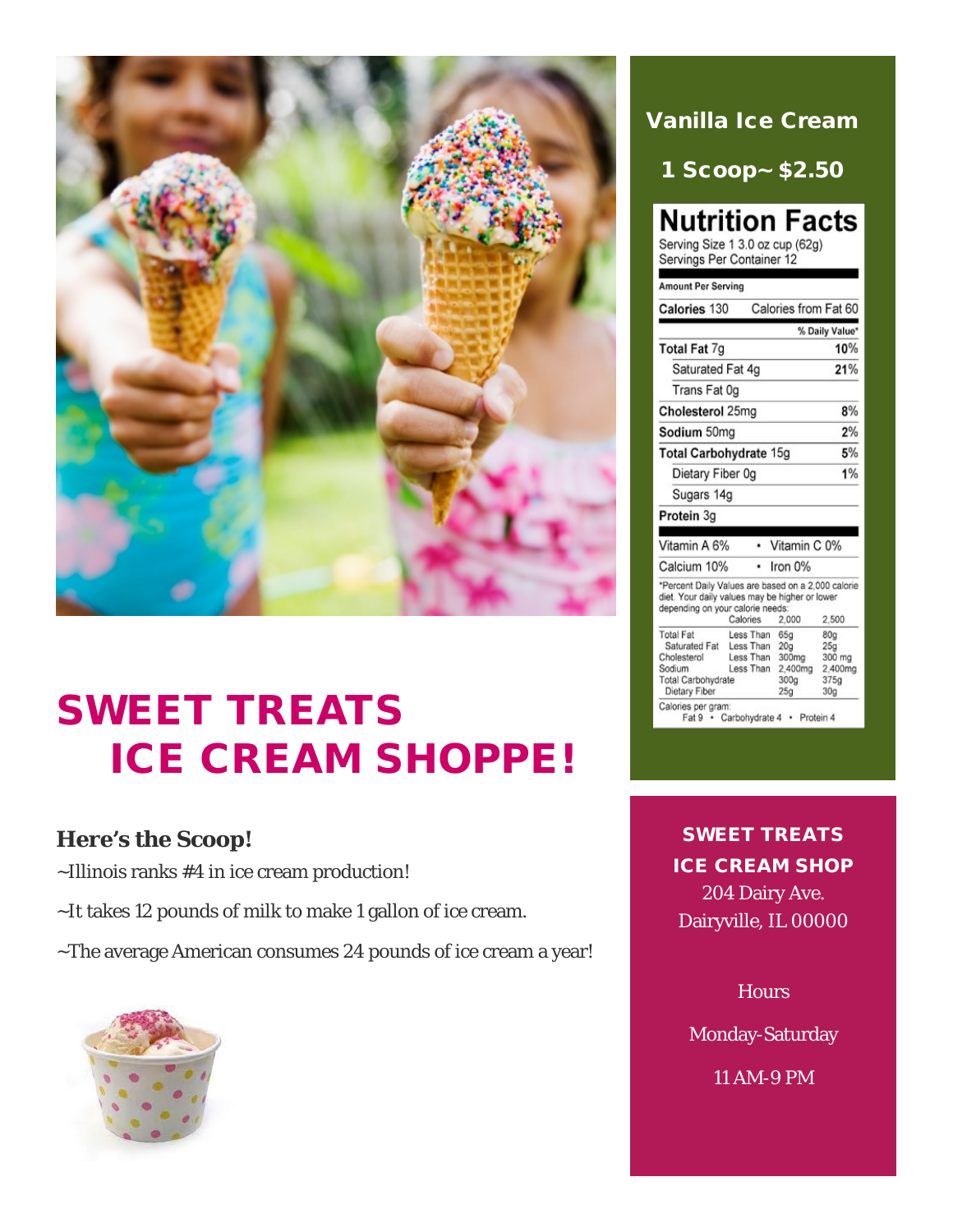# SWEET TREATS ICE CREAM SHOPPE!

## Here's the Scoop!

~Illinois ranks #4 in ice cream production!

~It takes 12 pounds of milk to make 1 gallon of ice cream.

~The average American consumes 24 pounds of ice cream a year!

## Vanilla Ice Cream

## 1 Scoop~ $2.50

### Nutrition Facts

Serving Size 1 3.0 oz cup (62g)
Servings Per Container 12

**Amount Per Serving**

| **Calories** 130 | Calories from Fat 60 |
|---|---|
| | **% Daily Value*** |
| **Total Fat** 7g | **10%** |
| Saturated Fat 4g | **21%** |
| Trans Fat 0g | |
| **Cholesterol** 25mg | **8%** |
| **Sodium** 50mg | **2%** |
| **Total Carbohydrate** 15g | **5%** |
| Dietary Fiber 0g | **1%** |
| Sugars 14g | |
| **Protein** 3g | |

| Vitamin A 6% | Vitamin C 0% |
|---|---|
| Calcium 10% | Iron 0% |

*Percent Daily Values are based on a 2,000 calorie diet. Your daily values may be higher or lower depending on your calorie needs:

| | Calories | 2,000 | 2,500 |
|---|---|---|---|
| Total Fat | Less Than | 65g | 80g |
| Saturated Fat | Less Than | 20g | 25g |
| Cholesterol | Less Than | 300mg | 300 mg |
| Sodium | Less Than | 2,400mg | 2,400mg |
| Total Carbohydrate | | 300g | 375g |
| Dietary Fiber | | 25g | 30g |

Calories per gram:
Fat 9 • Carbohydrate 4 • Protein 4

**SWEET TREATS ICE CREAM SHOP**

204 Dairy Ave.
Dairyville, IL 00000

Hours

Monday-Saturday

11 AM-9 PM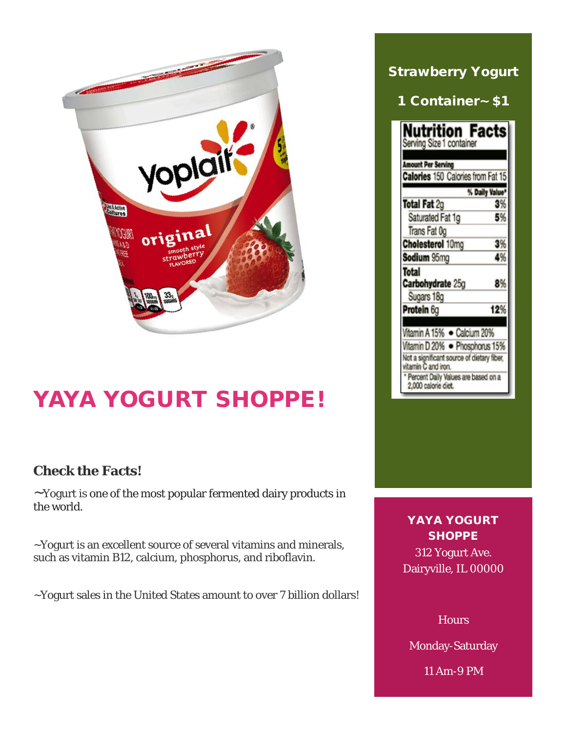# YAYA YOGURT SHOPPE!

### Check the Facts!

~Yogurt is one of the most popular fermented dairy products in the world.

~Yogurt is an excellent source of several vitamins and minerals, such as vitamin B12, calcium, phosphorus, and riboflavin.

~Yogurt sales in the United States amount to over 7 billion dollars!

**Strawberry Yogurt**

**1 Container~ $1**

**Nutrition Facts**
Serving Size 1 container

| Amount Per Serving | |
|---|---|
| **Calories** 150 Calories from Fat 15 | |
| | **% Daily Value*** |
| **Total Fat** 2g | 3% |
| Saturated Fat 1g | 5% |
| Trans Fat 0g | |
| **Cholesterol** 10mg | 3% |
| **Sodium** 95mg | 4% |
| **Total Carbohydrate** 25g | 8% |
| Sugars 18g | |
| **Protein** 6g | 12% |

Vitamin A 15% • Calcium 20%
Vitamin D 20% • Phosphorus 15%
Not a significant source of dietary fiber, vitamin C and iron.
* Percent Daily Values are based on a 2,000 calorie diet.

**YAYA YOGURT SHOPPE**
312 Yogurt Ave.
Dairyville, IL 00000

Hours
Monday-Saturday
11 Am-9 PM